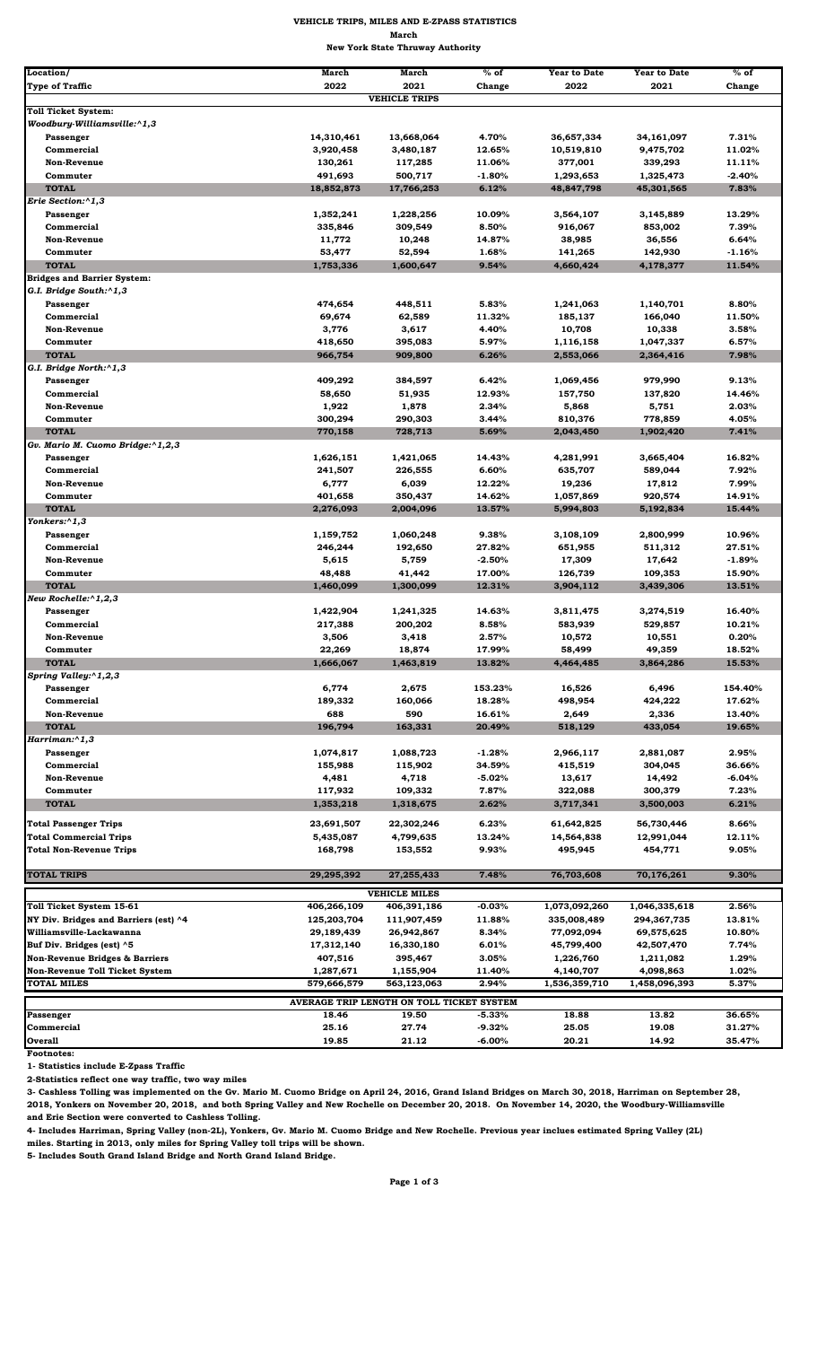# VEHICLE TRIPS, MILES AND E-ZPASS STATISTICS

**March**

**New York State Thruway Authority**

| Location/ Type of Traffic | March 2022 | March 2021 | % of Change | Year to Date 2022 | Year to Date 2021 | % of Change |
|---|---|---|---|---|---|---|
| | | **VEHICLE TRIPS** | | | | |
| **Toll Ticket System:** | | | | | | |
| ***Woodbury-Williamsville:^1,3*** | | | | | | |
| Passenger | 14,310,461 | 13,668,064 | 4.70% | 36,657,334 | 34,161,097 | 7.31% |
| Commercial | 3,920,458 | 3,480,187 | 12.65% | 10,519,810 | 9,475,702 | 11.02% |
| Non-Revenue | 130,261 | 117,285 | 11.06% | 377,001 | 339,293 | 11.11% |
| Commuter | 491,693 | 500,717 | -1.80% | 1,293,653 | 1,325,473 | -2.40% |
| **TOTAL** | **18,852,873** | **17,766,253** | **6.12%** | **48,847,798** | **45,301,565** | **7.83%** |
| ***Erie Section:^1,3*** | | | | | | |
| Passenger | 1,352,241 | 1,228,256 | 10.09% | 3,564,107 | 3,145,889 | 13.29% |
| Commercial | 335,846 | 309,549 | 8.50% | 916,067 | 853,002 | 7.39% |
| Non-Revenue | 11,772 | 10,248 | 14.87% | 38,985 | 36,556 | 6.64% |
| Commuter | 53,477 | 52,594 | 1.68% | 141,265 | 142,930 | -1.16% |
| **TOTAL** | **1,753,336** | **1,600,647** | **9.54%** | **4,660,424** | **4,178,377** | **11.54%** |
| **Bridges and Barrier System:** | | | | | | |
| ***G.I. Bridge South:^1,3*** | | | | | | |
| Passenger | 474,654 | 448,511 | 5.83% | 1,241,063 | 1,140,701 | 8.80% |
| Commercial | 69,674 | 62,589 | 11.32% | 185,137 | 166,040 | 11.50% |
| Non-Revenue | 3,776 | 3,617 | 4.40% | 10,708 | 10,338 | 3.58% |
| Commuter | 418,650 | 395,083 | 5.97% | 1,116,158 | 1,047,337 | 6.57% |
| **TOTAL** | **966,754** | **909,800** | **6.26%** | **2,553,066** | **2,364,416** | **7.98%** |
| ***G.I. Bridge North:^1,3*** | | | | | | |
| Passenger | 409,292 | 384,597 | 6.42% | 1,069,456 | 979,990 | 9.13% |
| Commercial | 58,650 | 51,935 | 12.93% | 157,750 | 137,820 | 14.46% |
| Non-Revenue | 1,922 | 1,878 | 2.34% | 5,868 | 5,751 | 2.03% |
| Commuter | 300,294 | 290,303 | 3.44% | 810,376 | 778,859 | 4.05% |
| **TOTAL** | **770,158** | **728,713** | **5.69%** | **2,043,450** | **1,902,420** | **7.41%** |
| ***Gv. Mario M. Cuomo Bridge:^1,2,3*** | | | | | | |
| Passenger | 1,626,151 | 1,421,065 | 14.43% | 4,281,991 | 3,665,404 | 16.82% |
| Commercial | 241,507 | 226,555 | 6.60% | 635,707 | 589,044 | 7.92% |
| Non-Revenue | 6,777 | 6,039 | 12.22% | 19,236 | 17,812 | 7.99% |
| Commuter | 401,658 | 350,437 | 14.62% | 1,057,869 | 920,574 | 14.91% |
| **TOTAL** | **2,276,093** | **2,004,096** | **13.57%** | **5,994,803** | **5,192,834** | **15.44%** |
| ***Yonkers:^1,3*** | | | | | | |
| Passenger | 1,159,752 | 1,060,248 | 9.38% | 3,108,109 | 2,800,999 | 10.96% |
| Commercial | 246,244 | 192,650 | 27.82% | 651,955 | 511,312 | 27.51% |
| Non-Revenue | 5,615 | 5,759 | -2.50% | 17,309 | 17,642 | -1.89% |
| Commuter | 48,488 | 41,442 | 17.00% | 126,739 | 109,353 | 15.90% |
| **TOTAL** | **1,460,099** | **1,300,099** | **12.31%** | **3,904,112** | **3,439,306** | **13.51%** |
| ***New Rochelle:^1,2,3*** | | | | | | |
| Passenger | 1,422,904 | 1,241,325 | 14.63% | 3,811,475 | 3,274,519 | 16.40% |
| Commercial | 217,388 | 200,202 | 8.58% | 583,939 | 529,857 | 10.21% |
| Non-Revenue | 3,506 | 3,418 | 2.57% | 10,572 | 10,551 | 0.20% |
| Commuter | 22,269 | 18,874 | 17.99% | 58,499 | 49,359 | 18.52% |
| **TOTAL** | **1,666,067** | **1,463,819** | **13.82%** | **4,464,485** | **3,864,286** | **15.53%** |
| ***Spring Valley:^1,2,3*** | | | | | | |
| Passenger | 6,774 | 2,675 | 153.23% | 16,526 | 6,496 | 154.40% |
| Commercial | 189,332 | 160,066 | 18.28% | 498,954 | 424,222 | 17.62% |
| Non-Revenue | 688 | 590 | 16.61% | 2,649 | 2,336 | 13.40% |
| **TOTAL** | **196,794** | **163,331** | **20.49%** | **518,129** | **433,054** | **19.65%** |
| ***Harriman:^1,3*** | | | | | | |
| Passenger | 1,074,817 | 1,088,723 | -1.28% | 2,966,117 | 2,881,087 | 2.95% |
| Commercial | 155,988 | 115,902 | 34.59% | 415,519 | 304,045 | 36.66% |
| Non-Revenue | 4,481 | 4,718 | -5.02% | 13,617 | 14,492 | -6.04% |
| Commuter | 117,932 | 109,332 | 7.87% | 322,088 | 300,379 | 7.23% |
| **TOTAL** | **1,353,218** | **1,318,675** | **2.62%** | **3,717,341** | **3,500,003** | **6.21%** |
| **Total Passenger Trips** | 23,691,507 | 22,302,246 | 6.23% | 61,642,825 | 56,730,446 | 8.66% |
| **Total Commercial Trips** | 5,435,087 | 4,799,635 | 13.24% | 14,564,838 | 12,991,044 | 12.11% |
| **Total Non-Revenue Trips** | 168,798 | 153,552 | 9.93% | 495,945 | 454,771 | 9.05% |
| **TOTAL TRIPS** | **29,295,392** | **27,255,433** | **7.48%** | **76,703,608** | **70,176,261** | **9.30%** |
| | | **VEHICLE MILES** | | | | |
| **Toll Ticket System 15-61** | 406,266,109 | 406,391,186 | -0.03% | 1,073,092,260 | 1,046,335,618 | 2.56% |
| **NY Div. Bridges and Barriers (est) ^4** | 125,203,704 | 111,907,459 | 11.88% | 335,008,489 | 294,367,735 | 13.81% |
| **Williamsville-Lackawanna** | 29,189,439 | 26,942,867 | 8.34% | 77,092,094 | 69,575,625 | 10.80% |
| **Buf Div. Bridges (est) ^5** | 17,312,140 | 16,330,180 | 6.01% | 45,799,400 | 42,507,470 | 7.74% |
| **Non-Revenue Bridges & Barriers** | 407,516 | 395,467 | 3.05% | 1,226,760 | 1,211,082 | 1.29% |
| **Non-Revenue Toll Ticket System** | 1,287,671 | 1,155,904 | 11.40% | 4,140,707 | 4,098,863 | 1.02% |
| **TOTAL MILES** | **579,666,579** | **563,123,063** | **2.94%** | **1,536,359,710** | **1,458,096,393** | **5.37%** |
| | | **AVERAGE TRIP LENGTH ON TOLL TICKET SYSTEM** | | | | |
| **Passenger** | 18.46 | 19.50 | -5.33% | 18.88 | 13.82 | 36.65% |
| **Commercial** | 25.16 | 27.74 | -9.32% | 25.05 | 19.08 | 31.27% |
| **Overall** | 19.85 | 21.12 | -6.00% | 20.21 | 14.92 | 35.47% |

**Footnotes:**

1- Statistics include E-Zpass Traffic

2-Statistics reflect one way traffic, two way miles

3- Cashless Tolling was implemented on the Gv. Mario M. Cuomo Bridge on April 24, 2016, Grand Island Bridges on March 30, 2018, Harriman on September 28, 2018, Yonkers on November 20, 2018, and both Spring Valley and New Rochelle on December 20, 2018. On November 14, 2020, the Woodbury-Williamsville and Erie Section were converted to Cashless Tolling.

4- Includes Harriman, Spring Valley (non-2L), Yonkers, Gv. Mario M. Cuomo Bridge and New Rochelle. Previous year inclues estimated Spring Valley (2L) miles. Starting in 2013, only miles for Spring Valley toll trips will be shown.

5- Includes South Grand Island Bridge and North Grand Island Bridge.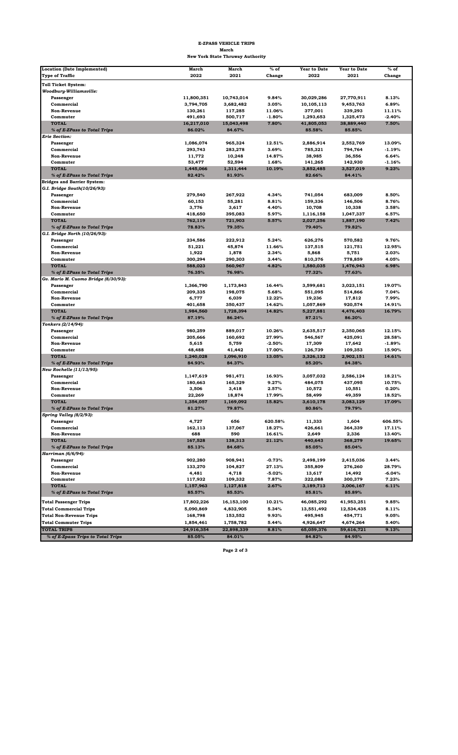**E-ZPASS VEHICLE TRIPS**
**March**
**New York State Thruway Authority**

| Location (Date Implemented) Type of Traffic | March 2022 | March 2021 | % of Change | Year to Date 2022 | Year to Date 2021 | % of Change |
|---|---|---|---|---|---|---|
| **Toll Ticket System:** | | | | | | |
| *Woodbury-Williamsville:* | | | | | | |
| Passenger | 11,800,351 | 10,743,014 | 9.84% | 30,029,286 | 27,770,911 | 8.13% |
| Commercial | 3,794,705 | 3,682,482 | 3.05% | 10,105,113 | 9,453,763 | 6.89% |
| Non-Revenue | 130,261 | 117,285 | 11.06% | 377,001 | 339,293 | 11.11% |
| Commuter | 491,693 | 500,717 | -1.80% | 1,293,653 | 1,325,473 | -2.40% |
| **TOTAL** | 16,217,010 | 15,043,498 | 7.80% | 41,805,053 | 38,889,440 | 7.50% |
| *% of E-ZPass to Total Trips* | 86.02% | 84.67% | | 85.58% | 85.85% | |
| *Erie Section:* | | | | | | |
| Passenger | 1,086,074 | 965,324 | 12.51% | 2,886,914 | 2,552,769 | 13.09% |
| Commercial | 293,743 | 283,278 | 3.69% | 785,321 | 794,764 | -1.19% |
| Non-Revenue | 11,772 | 10,248 | 14.87% | 38,985 | 36,556 | 6.64% |
| Commuter | 53,477 | 52,594 | 1.68% | 141,265 | 142,930 | -1.16% |
| **TOTAL** | 1,445,066 | 1,311,444 | 10.19% | 3,852,485 | 3,527,019 | 9.23% |
| *% of E-ZPass to Total Trips* | 82.42% | 81.93% | | 82.66% | 84.41% | |
| **Bridges and Barrier System:** | | | | | | |
| *G.I. Bridge South(10/26/93):* | | | | | | |
| Passenger | 279,540 | 267,922 | 4.34% | 741,054 | 683,009 | 8.50% |
| Commercial | 60,153 | 55,281 | 8.81% | 159,336 | 146,506 | 8.76% |
| Non-Revenue | 3,776 | 3,617 | 4.40% | 10,708 | 10,338 | 3.58% |
| Commuter | 418,650 | 395,083 | 5.97% | 1,116,158 | 1,047,337 | 6.57% |
| **TOTAL** | 762,119 | 721,903 | 5.57% | 2,027,256 | 1,887,190 | 7.42% |
| *% of E-ZPass to Total Trips* | 78.83% | 79.35% | | 79.40% | 79.82% | |
| *G.I. Bridge North (10/26/93):* | | | | | | |
| Passenger | 234,586 | 222,912 | 5.24% | 626,276 | 570,582 | 9.76% |
| Commercial | 51,221 | 45,874 | 11.66% | 137,515 | 121,751 | 12.95% |
| Non-Revenue | 1,922 | 1,878 | 2.34% | 5,868 | 5,751 | 2.03% |
| Commuter | 300,294 | 290,303 | 3.44% | 810,376 | 778,859 | 4.05% |
| **TOTAL** | 588,023 | 560,967 | 4.82% | 1,580,035 | 1,476,943 | 6.98% |
| *% of E-ZPass to Total Trips* | 76.35% | 76.98% | | 77.32% | 77.63% | |
| *Gv. Mario M. Cuomo Bridge (8/30/93):* | | | | | | |
| Passenger | 1,366,790 | 1,173,843 | 16.44% | 3,599,681 | 3,023,151 | 19.07% |
| Commercial | 209,335 | 198,075 | 5.68% | 551,095 | 514,866 | 7.04% |
| Non-Revenue | 6,777 | 6,039 | 12.22% | 19,236 | 17,812 | 7.99% |
| Commuter | 401,658 | 350,437 | 14.62% | 1,057,869 | 920,574 | 14.91% |
| **TOTAL** | 1,984,560 | 1,728,394 | 14.82% | 5,227,881 | 4,476,403 | 16.79% |
| *% of E-ZPass to Total Trips* | 87.19% | 86.24% | | 87.21% | 86.20% | |
| *Yonkers (2/14/94):* | | | | | | |
| Passenger | 980,259 | 889,017 | 10.26% | 2,635,517 | 2,350,065 | 12.15% |
| Commercial | 205,666 | 160,692 | 27.99% | 546,567 | 425,091 | 28.58% |
| Non-Revenue | 5,615 | 5,759 | -2.50% | 17,309 | 17,642 | -1.89% |
| Commuter | 48,488 | 41,442 | 17.00% | 126,739 | 109,353 | 15.90% |
| **TOTAL** | 1,240,028 | 1,096,910 | 13.05% | 3,326,132 | 2,902,151 | 14.61% |
| *% of E-ZPass to Total Trips* | 84.93% | 84.37% | | 85.20% | 84.38% | |
| *New Rochelle (11/13/95):* | | | | | | |
| Passenger | 1,147,619 | 981,471 | 16.93% | 3,057,032 | 2,586,124 | 18.21% |
| Commercial | 180,663 | 165,329 | 9.27% | 484,075 | 437,095 | 10.75% |
| Non-Revenue | 3,506 | 3,418 | 2.57% | 10,572 | 10,551 | 0.20% |
| Commuter | 22,269 | 18,874 | 17.99% | 58,499 | 49,359 | 18.52% |
| **TOTAL** | 1,354,057 | 1,169,092 | 15.82% | 3,610,178 | 3,083,129 | 17.09% |
| *% of E-ZPass to Total Trips* | 81.27% | 79.87% | | 80.86% | 79.79% | |
| *Spring Valley (8/2/93):* | | | | | | |
| Passenger | 4,727 | 656 | 620.58% | 11,333 | 1,604 | 606.55% |
| Commercial | 162,113 | 137,067 | 18.27% | 426,661 | 364,339 | 17.11% |
| Non-Revenue | 688 | 590 | 16.61% | 2,649 | 2,336 | 13.40% |
| **TOTAL** | 167,528 | 138,313 | 21.12% | 440,643 | 368,279 | 19.65% |
| *% of E-ZPass to Total Trips* | 85.13% | 84.68% | | 85.05% | 85.04% | |
| *Harriman (6/6/94):* | | | | | | |
| Passenger | 902,280 | 908,941 | -0.73% | 2,498,199 | 2,415,036 | 3.44% |
| Commercial | 133,270 | 104,827 | 27.13% | 355,809 | 276,260 | 28.79% |
| Non-Revenue | 4,481 | 4,718 | -5.02% | 13,617 | 14,492 | -6.04% |
| Commuter | 117,932 | 109,332 | 7.87% | 322,088 | 300,379 | 7.23% |
| **TOTAL** | 1,157,963 | 1,127,818 | 2.67% | 3,189,713 | 3,006,167 | 6.11% |
| *% of E-ZPass to Total Trips* | 85.57% | 85.53% | | 85.81% | 85.89% | |
| **Total Passenger Trips** | 17,802,226 | 16,153,100 | 10.21% | 46,085,292 | 41,953,251 | 9.85% |
| **Total Commercial Trips** | 5,090,869 | 4,832,905 | 5.34% | 13,551,492 | 12,534,435 | 8.11% |
| **Total Non-Revenue Trips** | 168,798 | 153,552 | 9.93% | 495,945 | 454,771 | 9.05% |
| **Total Commuter Trips** | 1,854,461 | 1,758,782 | 5.44% | 4,926,647 | 4,674,264 | 5.40% |
| **TOTAL TRIPS** | 24,916,354 | 22,898,339 | 8.81% | 65,059,376 | 59,616,721 | 9.13% |
| *% of E-Zpass Trips to Total Trips* | 85.05% | 84.01% | | 84.82% | 84.95% | |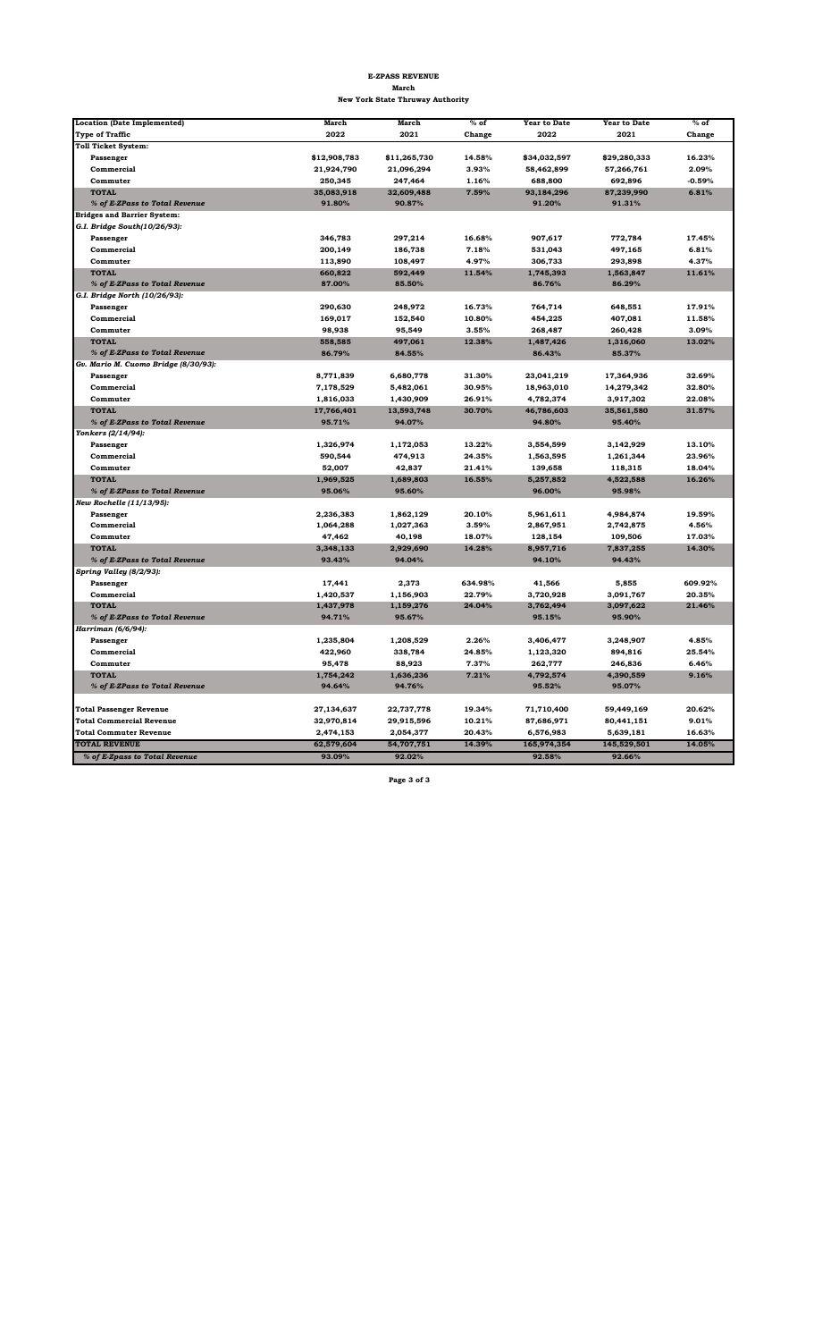**E-ZPASS REVENUE**
**March**
**New York State Thruway Authority**

| Location (Date Implemented) Type of Traffic | March 2022 | March 2021 | % of Change | Year to Date 2022 | Year to Date 2021 | % of Change |
|---|---|---|---|---|---|---|
| **Toll Ticket System:** | | | | | | |
| Passenger | $12,908,783 | $11,265,730 | 14.58% | $34,032,597 | $29,280,333 | 16.23% |
| Commercial | 21,924,790 | 21,096,294 | 3.93% | 58,462,899 | 57,266,761 | 2.09% |
| Commuter | 250,345 | 247,464 | 1.16% | 688,800 | 692,896 | -0.59% |
| **TOTAL** | 35,083,918 | 32,609,488 | 7.59% | 93,184,296 | 87,239,990 | 6.81% |
| *% of E-ZPass to Total Revenue* | 91.80% | 90.87% | | 91.20% | 91.31% | |
| **Bridges and Barrier System:** | | | | | | |
| *G.I. Bridge South(10/26/93):* | | | | | | |
| Passenger | 346,783 | 297,214 | 16.68% | 907,617 | 772,784 | 17.45% |
| Commercial | 200,149 | 186,738 | 7.18% | 531,043 | 497,165 | 6.81% |
| Commuter | 113,890 | 108,497 | 4.97% | 306,733 | 293,898 | 4.37% |
| **TOTAL** | 660,822 | 592,449 | 11.54% | 1,745,393 | 1,563,847 | 11.61% |
| *% of E-ZPass to Total Revenue* | 87.00% | 85.50% | | 86.76% | 86.29% | |
| *G.I. Bridge North (10/26/93):* | | | | | | |
| Passenger | 290,630 | 248,972 | 16.73% | 764,714 | 648,551 | 17.91% |
| Commercial | 169,017 | 152,540 | 10.80% | 454,225 | 407,081 | 11.58% |
| Commuter | 98,938 | 95,549 | 3.55% | 268,487 | 260,428 | 3.09% |
| **TOTAL** | 558,585 | 497,061 | 12.38% | 1,487,426 | 1,316,060 | 13.02% |
| *% of E-ZPass to Total Revenue* | 86.79% | 84.55% | | 86.43% | 85.37% | |
| *Gv. Mario M. Cuomo Bridge (8/30/93):* | | | | | | |
| Passenger | 8,771,839 | 6,680,778 | 31.30% | 23,041,219 | 17,364,936 | 32.69% |
| Commercial | 7,178,529 | 5,482,061 | 30.95% | 18,963,010 | 14,279,342 | 32.80% |
| Commuter | 1,816,033 | 1,430,909 | 26.91% | 4,782,374 | 3,917,302 | 22.08% |
| **TOTAL** | 17,766,401 | 13,593,748 | 30.70% | 46,786,603 | 35,561,580 | 31.57% |
| *% of E-ZPass to Total Revenue* | 95.71% | 94.07% | | 94.80% | 95.40% | |
| *Yonkers (2/14/94):* | | | | | | |
| Passenger | 1,326,974 | 1,172,053 | 13.22% | 3,554,599 | 3,142,929 | 13.10% |
| Commercial | 590,544 | 474,913 | 24.35% | 1,563,595 | 1,261,344 | 23.96% |
| Commuter | 52,007 | 42,837 | 21.41% | 139,658 | 118,315 | 18.04% |
| **TOTAL** | 1,969,525 | 1,689,803 | 16.55% | 5,257,852 | 4,522,588 | 16.26% |
| *% of E-ZPass to Total Revenue* | 95.06% | 95.60% | | 96.00% | 95.98% | |
| *New Rochelle (11/13/95):* | | | | | | |
| Passenger | 2,236,383 | 1,862,129 | 20.10% | 5,961,611 | 4,984,874 | 19.59% |
| Commercial | 1,064,288 | 1,027,363 | 3.59% | 2,867,951 | 2,742,875 | 4.56% |
| Commuter | 47,462 | 40,198 | 18.07% | 128,154 | 109,506 | 17.03% |
| **TOTAL** | 3,348,133 | 2,929,690 | 14.28% | 8,957,716 | 7,837,255 | 14.30% |
| *% of E-ZPass to Total Revenue* | 93.43% | 94.04% | | 94.10% | 94.43% | |
| *Spring Valley (8/2/93):* | | | | | | |
| Passenger | 17,441 | 2,373 | 634.98% | 41,566 | 5,855 | 609.92% |
| Commercial | 1,420,537 | 1,156,903 | 22.79% | 3,720,928 | 3,091,767 | 20.35% |
| **TOTAL** | 1,437,978 | 1,159,276 | 24.04% | 3,762,494 | 3,097,622 | 21.46% |
| *% of E-ZPass to Total Revenue* | 94.71% | 95.67% | | 95.15% | 95.90% | |
| *Harriman (6/6/94):* | | | | | | |
| Passenger | 1,235,804 | 1,208,529 | 2.26% | 3,406,477 | 3,248,907 | 4.85% |
| Commercial | 422,960 | 338,784 | 24.85% | 1,123,320 | 894,816 | 25.54% |
| Commuter | 95,478 | 88,923 | 7.37% | 262,777 | 246,836 | 6.46% |
| **TOTAL** | 1,754,242 | 1,636,236 | 7.21% | 4,792,574 | 4,390,559 | 9.16% |
| *% of E-ZPass to Total Revenue* | 94.64% | 94.76% | | 95.52% | 95.07% | |
| | | | | | | |
| **Total Passenger Revenue** | 27,134,637 | 22,737,778 | 19.34% | 71,710,400 | 59,449,169 | 20.62% |
| **Total Commercial Revenue** | 32,970,814 | 29,915,596 | 10.21% | 87,686,971 | 80,441,151 | 9.01% |
| **Total Commuter Revenue** | 2,474,153 | 2,054,377 | 20.43% | 6,576,983 | 5,639,181 | 16.63% |
| **TOTAL REVENUE** | 62,579,604 | 54,707,751 | 14.39% | 165,974,354 | 145,529,501 | 14.05% |
| *% of E-Zpass to Total Revenue* | 93.09% | 92.02% | | 92.58% | 92.66% | |